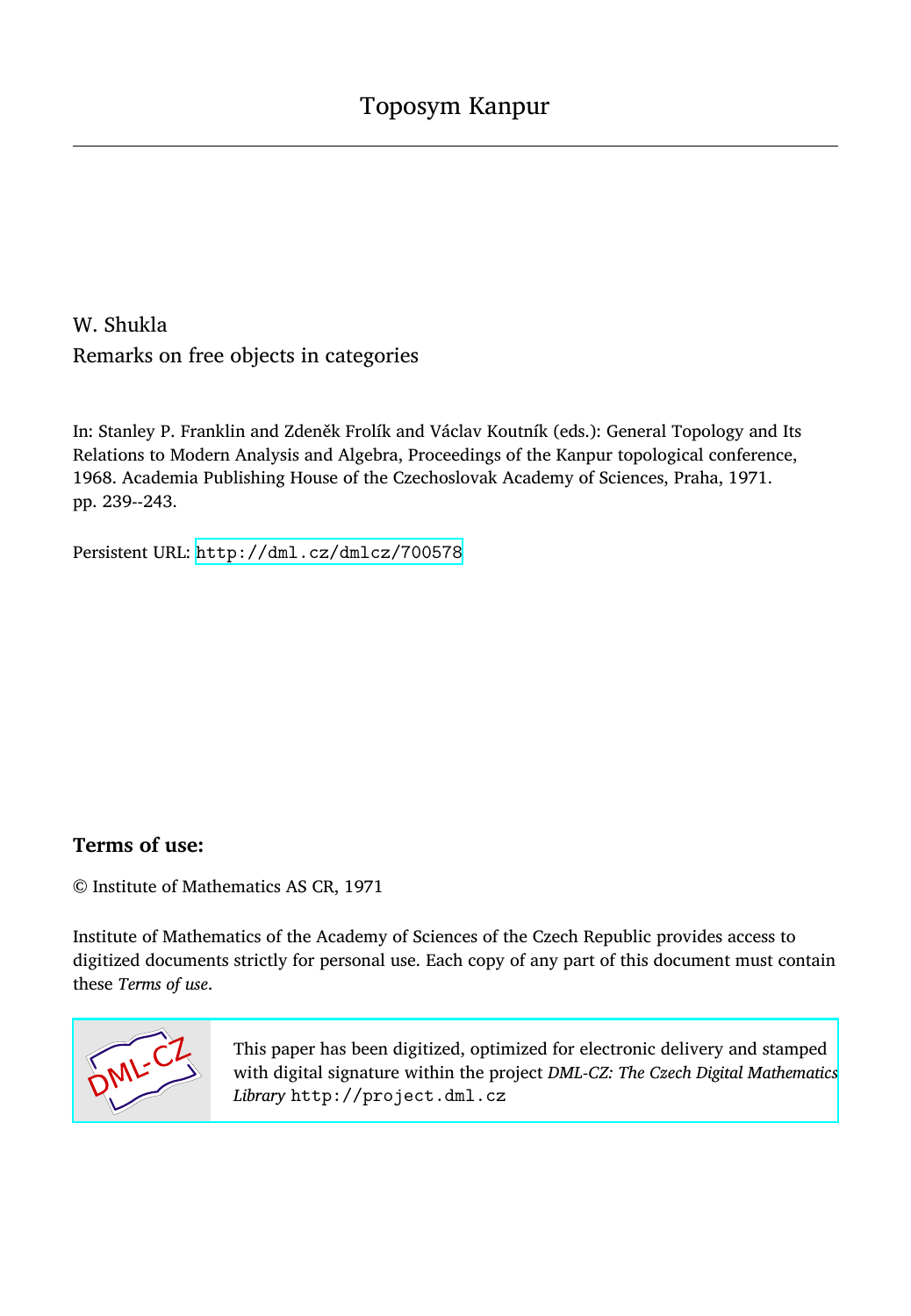# Toposym Kanpur

W. Shukla

Remarks on free objects in categories

In: Stanley P. Franklin and Zdeněk Frolík and Václav Koutník (eds.): General Topology and Its Relations to Modern Analysis and Algebra, Proceedings of the Kanpur topological conference, 1968. Academia Publishing House of the Czechoslovak Academy of Sciences, Praha, 1971. pp. 239--243.

Persistent URL: http://dml.cz/dmlcz/700578

## Terms of use:

© Institute of Mathematics AS CR, 1971

Institute of Mathematics of the Academy of Sciences of the Czech Republic provides access to digitized documents strictly for personal use. Each copy of any part of this document must contain these *Terms of use*.

This paper has been digitized, optimized for electronic delivery and stamped with digital signature within the project *DML-CZ: The Czech Digital Mathematics Library* http://project.dml.cz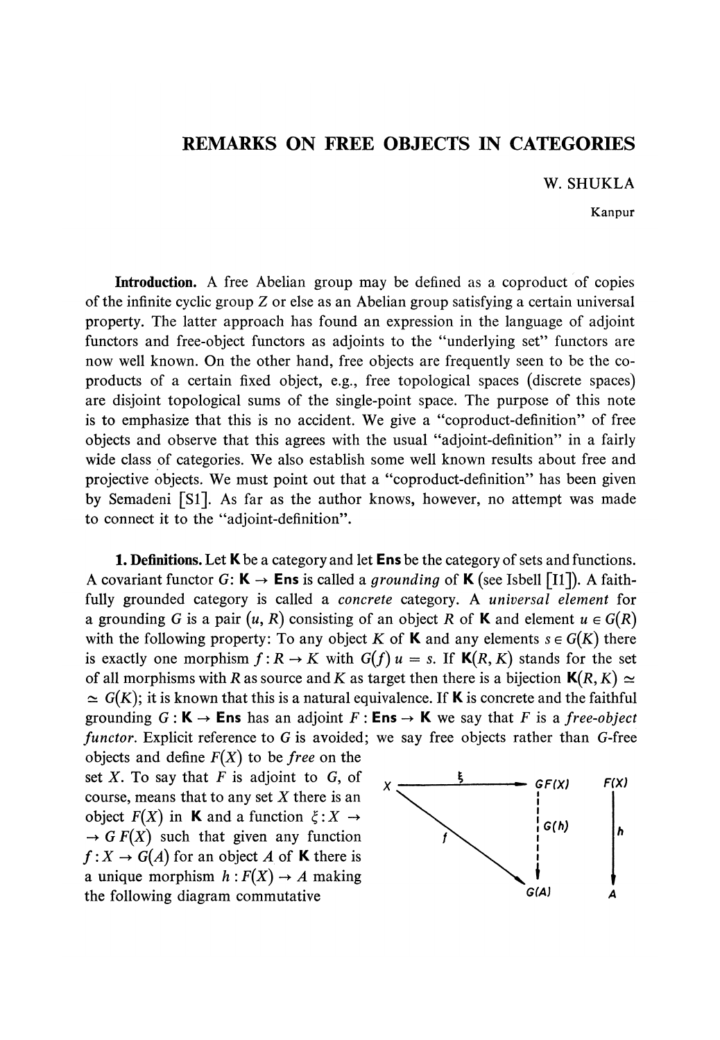# REMARKS ON FREE OBJECTS IN CATEGORIES

W. SHUKLA

Kanpur

**Introduction.** A free Abelian group may be defined as a coproduct of copies of the infinite cyclic group $Z$ or else as an Abelian group satisfying a certain universal property. The latter approach has found an expression in the language of adjoint functors and free-object functors as adjoints to the "underlying set" functors are now well known. On the other hand, free objects are frequently seen to be the coproducts of a certain fixed object, e.g., free topological spaces (discrete spaces) are disjoint topological sums of the single-point space. The purpose of this note is to emphasize that this is no accident. We give a "coproduct-definition" of free objects and observe that this agrees with the usual "adjoint-definition" in a fairly wide class of categories. We also establish some well known results about free and projective objects. We must point out that a "coproduct-definition" has been given by Semadeni [S1]. As far as the author knows, however, no attempt was made to connect it to the "adjoint-definition".

**1. Definitions.** Let $\mathbf{K}$ be a category and let $\mathbf{Ens}$ be the category of sets and functions. A covariant functor $G\colon \mathbf{K} \to \mathbf{Ens}$ is called a *grounding* of $\mathbf{K}$ (see Isbell [I1]). A faithfully grounded category is called a *concrete* category. A *universal element* for a grounding $G$ is a pair $(u, R)$ consisting of an object $R$ of $\mathbf{K}$ and element $u \in G(R)$ with the following property: To any object $K$ of $\mathbf{K}$ and any elements $s \in G(K)$ there is exactly one morphism $f\colon R \to K$ with $G(f)\,u = s$. If $\mathbf{K}(R, K)$ stands for the set of all morphisms with $R$ as source and $K$ as target then there is a bijection $\mathbf{K}(R, K) \simeq G(K)$; it is known that this is a natural equivalence. If $\mathbf{K}$ is concrete and the faithful grounding $G : \mathbf{K} \to \mathbf{Ens}$ has an adjoint $F : \mathbf{Ens} \to \mathbf{K}$ we say that $F$ is a *free-object functor*. Explicit reference to $G$ is avoided; we say free objects rather than $G$-free objects and define $F(X)$ to be *free* on the set $X$. To say that $F$ is adjoint to $G$, of course, means that to any set $X$ there is an object $F(X)$ in $\mathbf{K}$ and a function $\xi : X \to G\,F(X)$ such that given any function $f : X \to G(A)$ for an object $A$ of $\mathbf{K}$ there is a unique morphism $h : F(X) \to A$ making the following diagram commutative

$$
\begin{array}{ccc}
X & \xrightarrow{\quad \xi \quad} & GF(X) \\
 & {}_{f}\searrow & \downarrow{\scriptstyle G(h)} \\
 & & G(A)
\end{array}
\qquad\qquad
\begin{array}{c}
F(X) \\
\downarrow{\scriptstyle h} \\
A
\end{array}
$$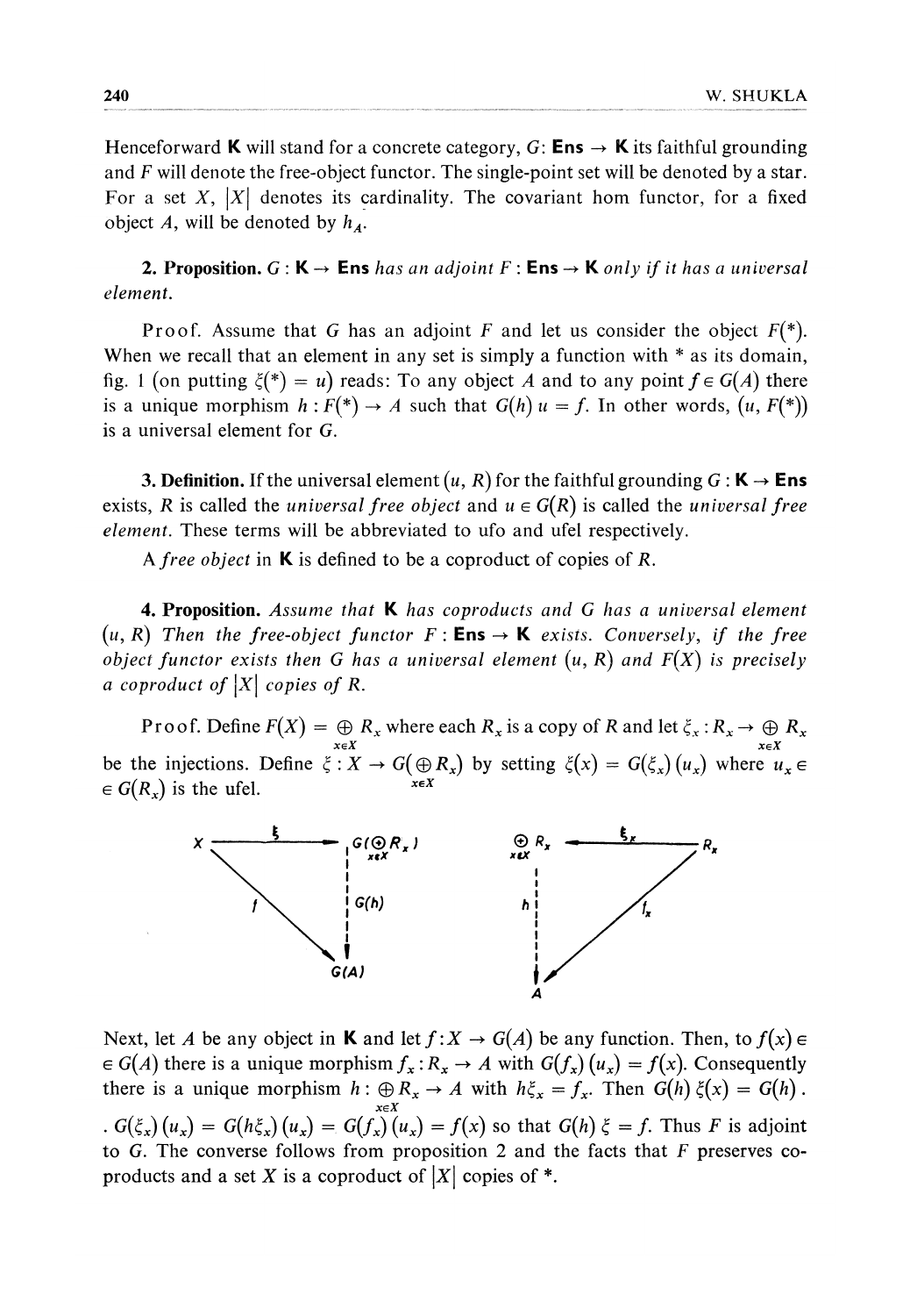Henceforward $\mathbf{K}$ will stand for a concrete category, $G$: $\mathbf{Ens} \to \mathbf{K}$ its faithful grounding and $F$ will denote the free-object functor. The single-point set will be denoted by a star. For a set $X$, $|X|$ denotes its cardinality. The covariant hom functor, for a fixed object $A$, will be denoted by $h_A$.

**2. Proposition.** *$G : \mathbf{K} \to \mathbf{Ens}$ has an adjoint $F : \mathbf{Ens} \to \mathbf{K}$ only if it has a universal element.*

Proof. Assume that $G$ has an adjoint $F$ and let us consider the object $F(*)$. When we recall that an element in any set is simply a function with $*$ as its domain, fig. 1 (on putting $\xi(*) = u$) reads: To any object $A$ and to any point $f \in G(A)$ there is a unique morphism $h : F(*) \to A$ such that $G(h)\, u = f$. In other words, $(u, F(*))$ is a universal element for $G$.

**3. Definition.** If the universal element $(u, R)$ for the faithful grounding $G : \mathbf{K} \to \mathbf{Ens}$ exists, $R$ is called the *universal free object* and $u \in G(R)$ is called the *universal free element*. These terms will be abbreviated to ufo and ufel respectively.

A *free object* in $\mathbf{K}$ is defined to be a coproduct of copies of $R$.

**4. Proposition.** *Assume that $\mathbf{K}$ has coproducts and $G$ has a universal element $(u, R)$ Then the free-object functor $F : \mathbf{Ens} \to \mathbf{K}$ exists. Conversely, if the free object functor exists then $G$ has a universal element $(u, R)$ and $F(X)$ is precisely a coproduct of $|X|$ copies of $R$.*

Proof. Define $F(X) = \underset{x \in X}{\oplus} R_x$ where each $R_x$ is a copy of $R$ and let $\xi_x : R_x \to \underset{x \in X}{\oplus} R_x$ be the injections. Define $\xi : X \to G(\underset{x \in X}{\oplus} R_x)$ by setting $\xi(x) = G(\xi_x)(u_x)$ where $u_x \in G(R_x)$ is the ufel.

$$\begin{array}{ccc} X & \xrightarrow{\ \xi\ } & G(\underset{x \in X}{\oplus} R_x) \\ & \searrow^{f} & \downarrow G(h) \\ & & G(A) \end{array} \qquad \begin{array}{ccc} \underset{x \in X}{\oplus} R_x & \xleftarrow{\ \xi_x\ } & R_x \\ \downarrow h & \swarrow_{f_x} & \\ A & & \end{array}$$

Next, let $A$ be any object in $\mathbf{K}$ and let $f : X \to G(A)$ be any function. Then, to $f(x) \in G(A)$ there is a unique morphism $f_x : R_x \to A$ with $G(f_x)(u_x) = f(x)$. Consequently there is a unique morphism $h : \underset{x \in X}{\oplus} R_x \to A$ with $h\xi_x = f_x$. Then $G(h)\, \xi(x) = G(h) \cdot G(\xi_x)(u_x) = G(h\xi_x)(u_x) = G(f_x)(u_x) = f(x)$ so that $G(h)\, \xi = f$. Thus $F$ is adjoint to $G$. The converse follows from proposition 2 and the facts that $F$ preserves coproducts and a set $X$ is a coproduct of $|X|$ copies of $*$.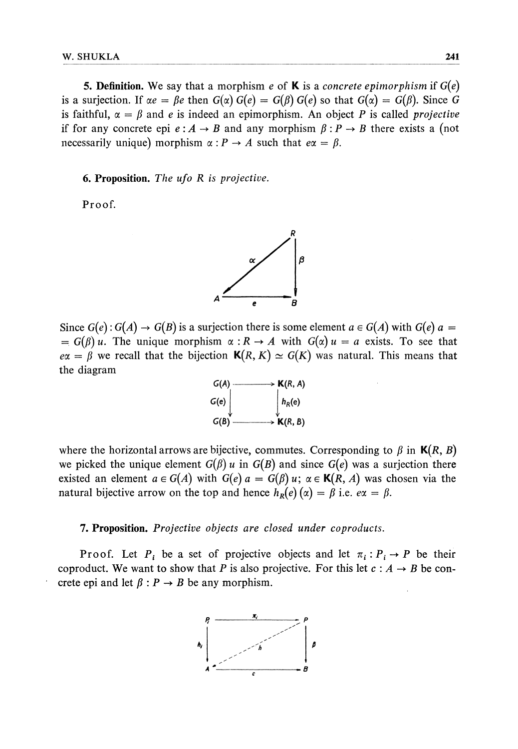**5. Definition.** We say that a morphism $e$ of $\mathbf{K}$ is a *concrete epimorphism* if $G(e)$ is a surjection. If $\alpha e = \beta e$ then $G(\alpha) G(e) = G(\beta) G(e)$ so that $G(\alpha) = G(\beta)$. Since $G$ is faithful, $\alpha = \beta$ and $e$ is indeed an epimorphism. An object $P$ is called *projective* if for any concrete epi $e : A \to B$ and any morphism $\beta : P \to B$ there exists a (not necessarily unique) morphism $\alpha : P \to A$ such that $e\alpha = \beta$.

**6. Proposition.** *The ufo $R$ is projective.*

Proof.

$$\begin{array}{ccc} & & R \\ & \swarrow^{\alpha} & \downarrow \beta \\ A & \xrightarrow{e} & B \end{array}$$

Since $G(e) : G(A) \to G(B)$ is a surjection there is some element $a \in G(A)$ with $G(e)\, a = G(\beta)\, u$. The unique morphism $\alpha : R \to A$ with $G(\alpha)\, u = a$ exists. To see that $e\alpha = \beta$ we recall that the bijection $\mathbf{K}(R, K) \simeq G(K)$ was natural. This means that the diagram

$$\begin{array}{ccc} G(A) & \longrightarrow & \mathbf{K}(R, A) \\ G(e) \downarrow & & \downarrow h_R(e) \\ G(B) & \longrightarrow & \mathbf{K}(R, B) \end{array}$$

where the horizontal arrows are bijective, commutes. Corresponding to $\beta$ in $\mathbf{K}(R, B)$ we picked the unique element $G(\beta)\, u$ in $G(B)$ and since $G(e)$ was a surjection there existed an element $a \in G(A)$ with $G(e)\, a = G(\beta)\, u$; $\alpha \in \mathbf{K}(R, A)$ was chosen via the natural bijective arrow on the top and hence $h_R(e)(\alpha) = \beta$ i.e. $e\alpha = \beta$.

**7. Proposition.** *Projective objects are closed under coproducts.*

Proof. Let $P_i$ be a set of projective objects and let $\pi_i : P_i \to P$ be their coproduct. We want to show that $P$ is also projective. For this let $c : A \to B$ be concrete epi and let $\beta : P \to B$ be any morphism.

$$\begin{array}{ccc} P_i & \xrightarrow{\pi_i} & P \\ h_i \downarrow & \swarrow^{h} & \downarrow \beta \\ A & \xrightarrow{c} & B \end{array}$$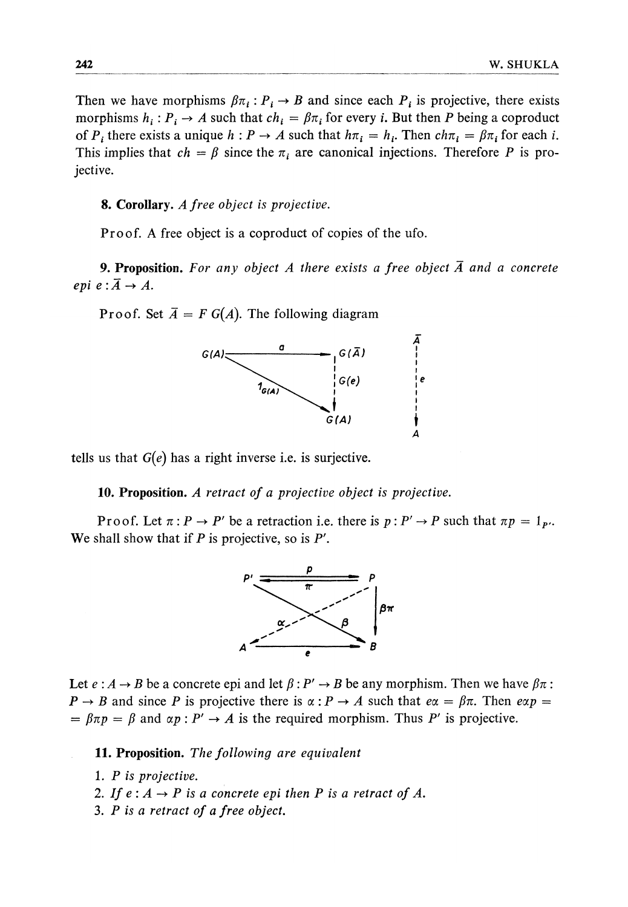Then we have morphisms $\beta\pi_i : P_i \to B$ and since each $P_i$ is projective, there exists morphisms $h_i : P_i \to A$ such that $ch_i = \beta\pi_i$ for every $i$. But then $P$ being a coproduct of $P_i$ there exists a unique $h : P \to A$ such that $h\pi_i = h_i$. Then $ch\pi_i = \beta\pi_i$ for each $i$. This implies that $ch = \beta$ since the $\pi_i$ are canonical injections. Therefore $P$ is projective.

**8. Corollary.** *A free object is projective.*

Proof. A free object is a coproduct of copies of the ufo.

**9. Proposition.** *For any object $A$ there exists a free object $\bar{A}$ and a concrete epi $e : \bar{A} \to A$.*

Proof. Set $\bar{A} = F\,G(A)$. The following diagram

$$\begin{array}{ccc} G(A) & \xrightarrow{\ a\ } & G(\bar{A}) \\ & {\scriptstyle 1_{G(A)}} \searrow & \downarrow {\scriptstyle G(e)} \\ & & G(A) \end{array} \qquad \begin{array}{c} \bar{A} \\ \downarrow {\scriptstyle e} \\ A \end{array}$$

tells us that $G(e)$ has a right inverse i.e. is surjective.

**10. Proposition.** *A retract of a projective object is projective.*

Proof. Let $\pi : P \to P'$ be a retraction i.e. there is $p : P' \to P$ such that $\pi p = 1_{P'}$. We shall show that if $P$ is projective, so is $P'$.

$$\begin{array}{ccc} P' & \overset{p}{\underset{\pi}{\rightleftarrows}} & P \\ & \alpha \swarrow \;\; \searrow \beta & \downarrow {\scriptstyle \beta\pi} \\ A & \xrightarrow{\ e\ } & B \end{array}$$

Let $e : A \to B$ be a concrete epi and let $\beta : P' \to B$ be any morphism. Then we have $\beta\pi : P \to B$ and since $P$ is projective there is $\alpha : P \to A$ such that $e\alpha = \beta\pi$. Then $e\alpha p = \beta\pi p = \beta$ and $\alpha p : P' \to A$ is the required morphism. Thus $P'$ is projective.

**11. Proposition.** *The following are equivalent*

1. *$P$ is projective.*
2. *If $e : A \to P$ is a concrete epi then $P$ is a retract of $A$.*
3. *$P$ is a retract of a free object.*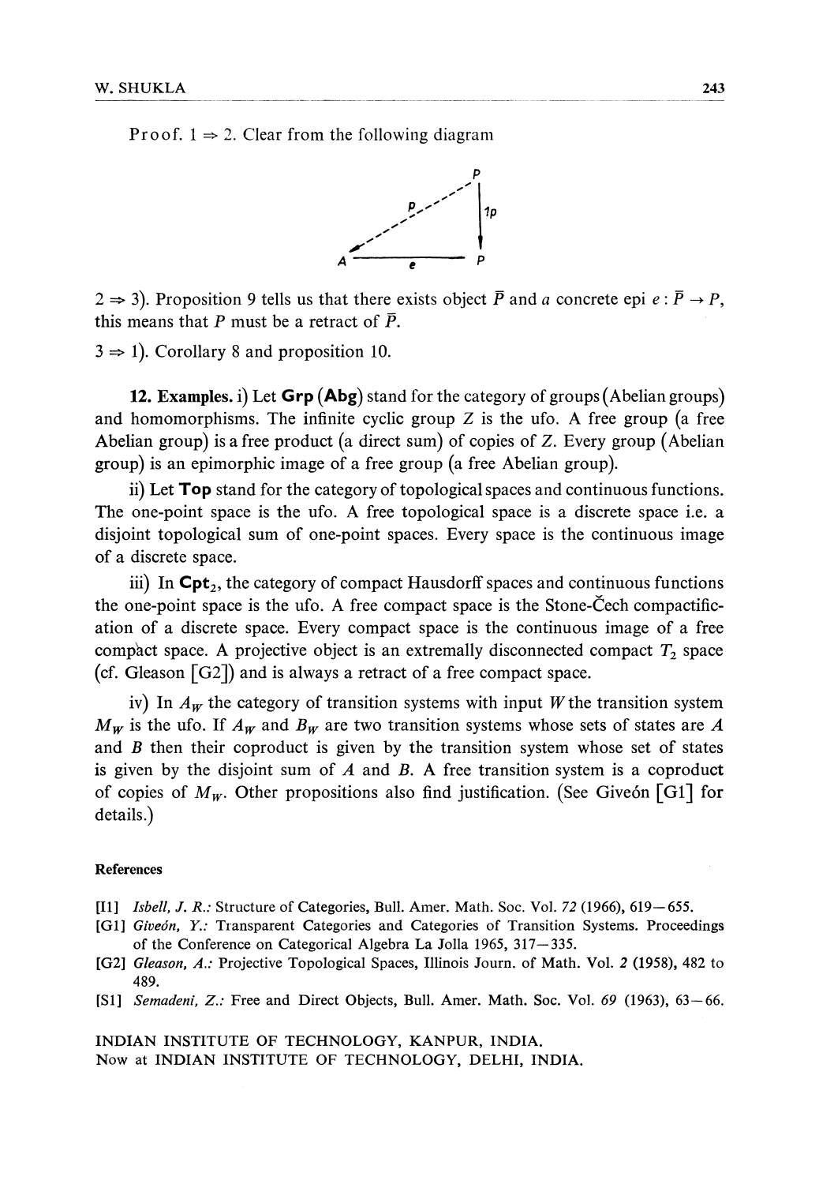Proof. $1 \Rightarrow 2$. Clear from the following diagram

P

p

1p

A e P

$2 \Rightarrow 3$). Proposition 9 tells us that there exists object $\bar{P}$ and *a* concrete epi $e : \bar{P} \to P$, this means that $P$ must be a retract of $\bar{P}$.

$3 \Rightarrow 1$). Corollary 8 and proposition 10.

**12. Examples.** i) Let **Grp** (**Abg**) stand for the category of groups (Abelian groups) and homomorphisms. The infinite cyclic group $Z$ is the ufo. A free group (a free Abelian group) is a free product (a direct sum) of copies of $Z$. Every group (Abelian group) is an epimorphic image of a free group (a free Abelian group).

ii) Let **Top** stand for the category of topological spaces and continuous functions. The one-point space is the ufo. A free topological space is a discrete space i.e. a disjoint topological sum of one-point spaces. Every space is the continuous image of a discrete space.

iii) In $\mathbf{Cpt}_2$, the category of compact Hausdorff spaces and continuous functions the one-point space is the ufo. A free compact space is the Stone-Čech compactification of a discrete space. Every compact space is the continuous image of a free compact space. A projective object is an extremally disconnected compact $T_2$ space (cf. Gleason [G2]) and is always a retract of a free compact space.

iv) In $A_W$ the category of transition systems with input $W$ the transition system $M_W$ is the ufo. If $A_W$ and $B_W$ are two transition systems whose sets of states are $A$ and $B$ then their coproduct is given by the transition system whose set of states is given by the disjoint sum of $A$ and $B$. A free transition system is a coproduct of copies of $M_W$. Other propositions also find justification. (See Giveón [G1] for details.)

#### References

[I1] *Isbell, J. R.:* Structure of Categories, Bull. Amer. Math. Soc. Vol. *72* (1966), 619–655.

[G1] *Giveón, Y.:* Transparent Categories and Categories of Transition Systems. Proceedings of the Conference on Categorical Algebra La Jolla 1965, 317–335.

[G2] *Gleason, A.:* Projective Topological Spaces, Illinois Journ. of Math. Vol. *2* (1958), 482 to 489.

[S1] *Semadeni, Z.:* Free and Direct Objects, Bull. Amer. Math. Soc. Vol. *69* (1963), 63–66.

INDIAN INSTITUTE OF TECHNOLOGY, KANPUR, INDIA.
Now at INDIAN INSTITUTE OF TECHNOLOGY, DELHI, INDIA.